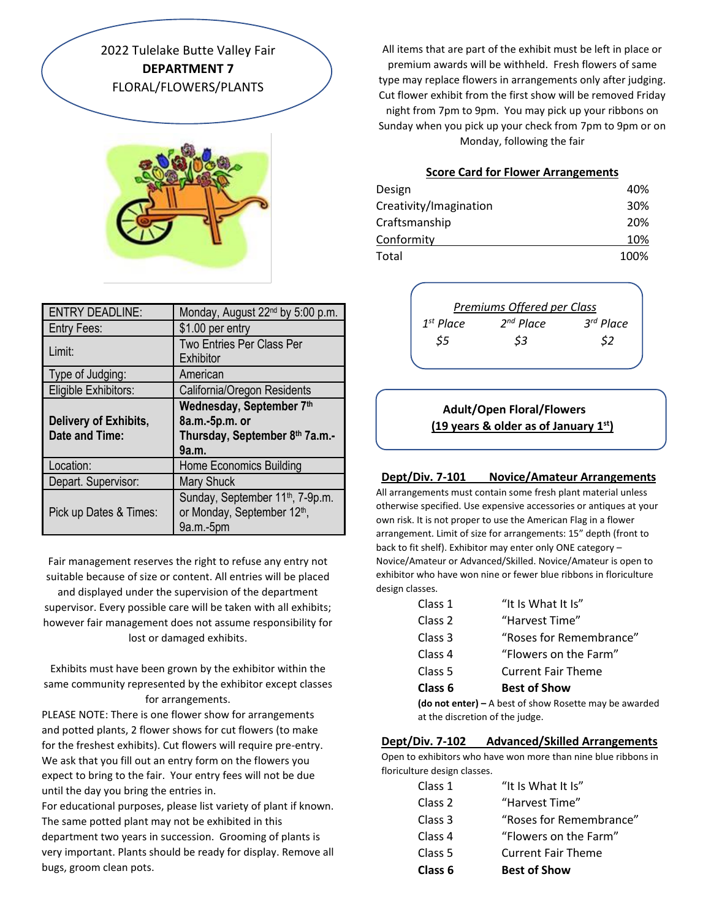# 2022 Tulelake Butte Valley Fair
## DEPARTMENT 7
## FLORAL/FLOWERS/PLANTS

| ENTRY DEADLINE: | Monday, August 22nd by 5:00 p.m. |
|---|---|
| Entry Fees: | $1.00 per entry |
| Limit: | Two Entries Per Class Per Exhibitor |
| Type of Judging: | American |
| Eligible Exhibitors: | California/Oregon Residents |
| **Delivery of Exhibits, Date and Time:** | **Wednesday, September 7th 8a.m.-5p.m. or Thursday, September 8th 7a.m.-9a.m.** |
| Location: | Home Economics Building |
| Depart. Supervisor: | Mary Shuck |
| Pick up Dates & Times: | Sunday, September 11th, 7-9p.m. or Monday, September 12th, 9a.m.-5pm |

Fair management reserves the right to refuse any entry not suitable because of size or content. All entries will be placed and displayed under the supervision of the department supervisor. Every possible care will be taken with all exhibits; however fair management does not assume responsibility for lost or damaged exhibits.

Exhibits must have been grown by the exhibitor within the same community represented by the exhibitor except classes for arrangements.

PLEASE NOTE: There is one flower show for arrangements and potted plants, 2 flower shows for cut flowers (to make for the freshest exhibits). Cut flowers will require pre-entry. We ask that you fill out an entry form on the flowers you expect to bring to the fair. Your entry fees will not be due until the day you bring the entries in.

For educational purposes, please list variety of plant if known. The same potted plant may not be exhibited in this department two years in succession. Grooming of plants is very important. Plants should be ready for display. Remove all bugs, groom clean pots.

All items that are part of the exhibit must be left in place or premium awards will be withheld. Fresh flowers of same type may replace flowers in arrangements only after judging. Cut flower exhibit from the first show will be removed Friday night from 7pm to 9pm. You may pick up your ribbons on Sunday when you pick up your check from 7pm to 9pm or on Monday, following the fair

**Score Card for Flower Arrangements**

| | |
|---|---|
| Design | 40% |
| Creativity/Imagination | 30% |
| Craftsmanship | 20% |
| Conformity | 10% |
| Total | 100% |

*Premiums Offered per Class*

| *1st Place* | *2nd Place* | *3rd Place* |
|---|---|---|
| *$5* | *$3* | *$2* |

**Adult/Open Floral/Flowers**
**(19 years & older as of January 1st)**

### Dept/Div. 7-101 Novice/Amateur Arrangements

All arrangements must contain some fresh plant material unless otherwise specified. Use expensive accessories or antiques at your own risk. It is not proper to use the American Flag in a flower arrangement. Limit of size for arrangements: 15" depth (front to back to fit shelf). Exhibitor may enter only ONE category – Novice/Amateur or Advanced/Skilled. Novice/Amateur is open to exhibitor who have won nine or fewer blue ribbons in floriculture design classes.

- Class 1 "It Is What It Is"
- Class 2 "Harvest Time"
- Class 3 "Roses for Remembrance"
- Class 4 "Flowers on the Farm"
- Class 5 Current Fair Theme
- **Class 6 Best of Show**

**(do not enter) –** A best of show Rosette may be awarded at the discretion of the judge.

### Dept/Div. 7-102 Advanced/Skilled Arrangements

Open to exhibitors who have won more than nine blue ribbons in floriculture design classes.

- Class 1 "It Is What It Is"
- Class 2 "Harvest Time"
- Class 3 "Roses for Remembrance"
- Class 4 "Flowers on the Farm"
- Class 5 Current Fair Theme
- **Class 6 Best of Show**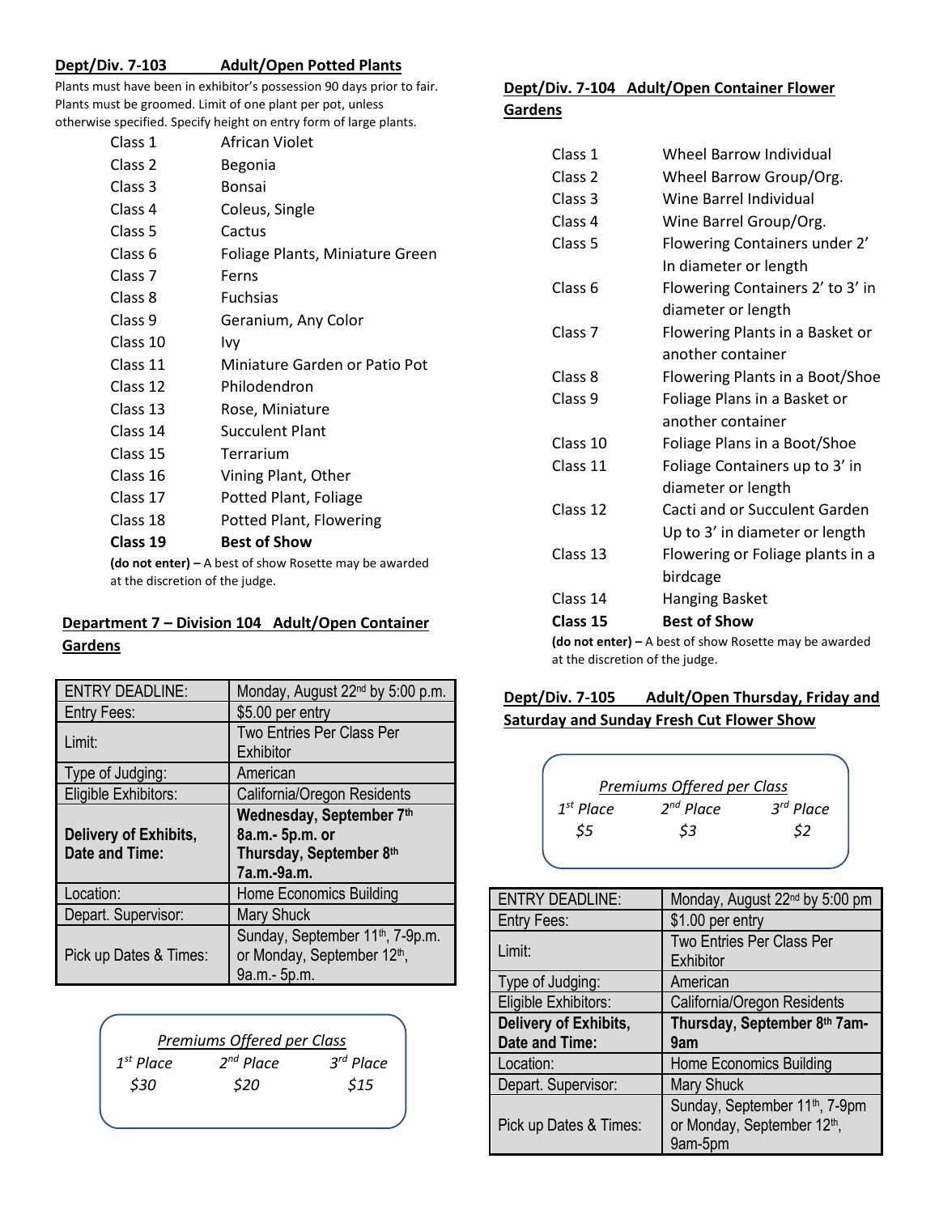## Dept/Div. 7-103 Adult/Open Potted Plants

Plants must have been in exhibitor's possession 90 days prior to fair. Plants must be groomed. Limit of one plant per pot, unless otherwise specified. Specify height on entry form of large plants.

| | |
|---|---|
| Class 1 | African Violet |
| Class 2 | Begonia |
| Class 3 | Bonsai |
| Class 4 | Coleus, Single |
| Class 5 | Cactus |
| Class 6 | Foliage Plants, Miniature Green |
| Class 7 | Ferns |
| Class 8 | Fuchsias |
| Class 9 | Geranium, Any Color |
| Class 10 | Ivy |
| Class 11 | Miniature Garden or Patio Pot |
| Class 12 | Philodendron |
| Class 13 | Rose, Miniature |
| Class 14 | Succulent Plant |
| Class 15 | Terrarium |
| Class 16 | Vining Plant, Other |
| Class 17 | Potted Plant, Foliage |
| Class 18 | Potted Plant, Flowering |
| **Class 19** | **Best of Show** |

**(do not enter)** – A best of show Rosette may be awarded at the discretion of the judge.

## Department 7 – Division 104 Adult/Open Container Gardens

| | |
|---|---|
| ENTRY DEADLINE: | Monday, August 22nd by 5:00 p.m. |
| Entry Fees: | $5.00 per entry |
| Limit: | Two Entries Per Class Per Exhibitor |
| Type of Judging: | American |
| Eligible Exhibitors: | California/Oregon Residents |
| **Delivery of Exhibits, Date and Time:** | **Wednesday, September 7th 8a.m.- 5p.m. or Thursday, September 8th 7a.m.-9a.m.** |
| Location: | Home Economics Building |
| Depart. Supervisor: | Mary Shuck |
| Pick up Dates & Times: | Sunday, September 11th, 7-9p.m. or Monday, September 12th, 9a.m.- 5p.m. |

*Premiums Offered per Class*

| *1st Place* | *2nd Place* | *3rd Place* |
|---|---|---|
| *$30* | *$20* | *$15* |

## Dept/Div. 7-104 Adult/Open Container Flower Gardens

| | |
|---|---|
| Class 1 | Wheel Barrow Individual |
| Class 2 | Wheel Barrow Group/Org. |
| Class 3 | Wine Barrel Individual |
| Class 4 | Wine Barrel Group/Org. |
| Class 5 | Flowering Containers under 2' In diameter or length |
| Class 6 | Flowering Containers 2' to 3' in diameter or length |
| Class 7 | Flowering Plants in a Basket or another container |
| Class 8 | Flowering Plants in a Boot/Shoe |
| Class 9 | Foliage Plans in a Basket or another container |
| Class 10 | Foliage Plans in a Boot/Shoe |
| Class 11 | Foliage Containers up to 3' in diameter or length |
| Class 12 | Cacti and or Succulent Garden Up to 3' in diameter or length |
| Class 13 | Flowering or Foliage plants in a birdcage |
| Class 14 | Hanging Basket |
| **Class 15** | **Best of Show** |

**(do not enter)** – A best of show Rosette may be awarded at the discretion of the judge.

## Dept/Div. 7-105 Adult/Open Thursday, Friday and Saturday and Sunday Fresh Cut Flower Show

*Premiums Offered per Class*

| *1st Place* | *2nd Place* | *3rd Place* |
|---|---|---|
| *$5* | *$3* | *$2* |

| | |
|---|---|
| ENTRY DEADLINE: | Monday, August 22nd by 5:00 pm |
| Entry Fees: | $1.00 per entry |
| Limit: | Two Entries Per Class Per Exhibitor |
| Type of Judging: | American |
| Eligible Exhibitors: | California/Oregon Residents |
| **Delivery of Exhibits, Date and Time:** | **Thursday, September 8th 7am-9am** |
| Location: | Home Economics Building |
| Depart. Supervisor: | Mary Shuck |
| Pick up Dates & Times: | Sunday, September 11th, 7-9pm or Monday, September 12th, 9am-5pm |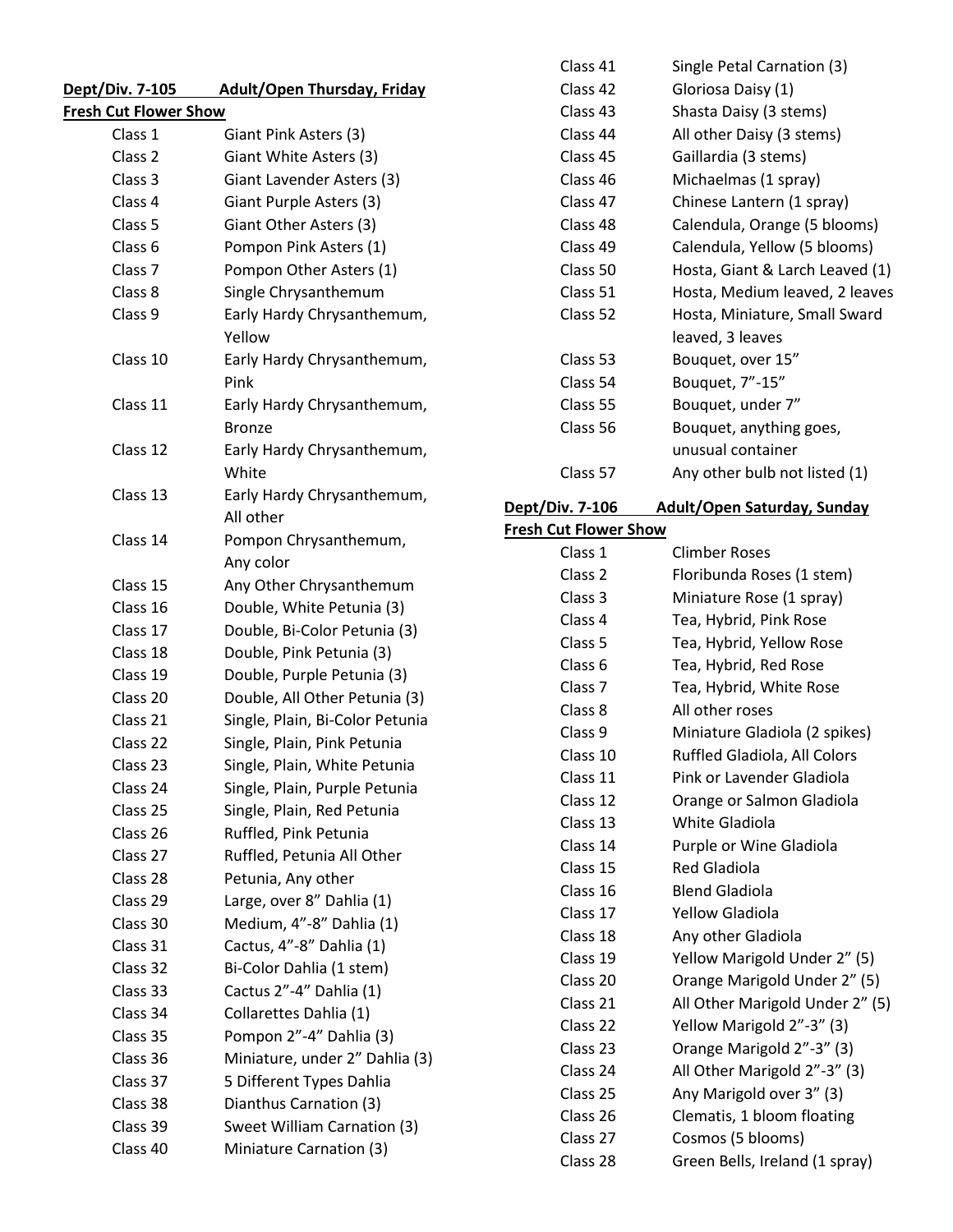**Dept/Div. 7-105 Adult/Open Thursday, Friday**
**Fresh Cut Flower Show**

| | |
|---|---|
| Class 1 | Giant Pink Asters (3) |
| Class 2 | Giant White Asters (3) |
| Class 3 | Giant Lavender Asters (3) |
| Class 4 | Giant Purple Asters (3) |
| Class 5 | Giant Other Asters (3) |
| Class 6 | Pompon Pink Asters (1) |
| Class 7 | Pompon Other Asters (1) |
| Class 8 | Single Chrysanthemum |
| Class 9 | Early Hardy Chrysanthemum, Yellow |
| Class 10 | Early Hardy Chrysanthemum, Pink |
| Class 11 | Early Hardy Chrysanthemum, Bronze |
| Class 12 | Early Hardy Chrysanthemum, White |
| Class 13 | Early Hardy Chrysanthemum, All other |
| Class 14 | Pompon Chrysanthemum, Any color |
| Class 15 | Any Other Chrysanthemum |
| Class 16 | Double, White Petunia (3) |
| Class 17 | Double, Bi-Color Petunia (3) |
| Class 18 | Double, Pink Petunia (3) |
| Class 19 | Double, Purple Petunia (3) |
| Class 20 | Double, All Other Petunia (3) |
| Class 21 | Single, Plain, Bi-Color Petunia |
| Class 22 | Single, Plain, Pink Petunia |
| Class 23 | Single, Plain, White Petunia |
| Class 24 | Single, Plain, Purple Petunia |
| Class 25 | Single, Plain, Red Petunia |
| Class 26 | Ruffled, Pink Petunia |
| Class 27 | Ruffled, Petunia All Other |
| Class 28 | Petunia, Any other |
| Class 29 | Large, over 8" Dahlia (1) |
| Class 30 | Medium, 4"-8" Dahlia (1) |
| Class 31 | Cactus, 4"-8" Dahlia (1) |
| Class 32 | Bi-Color Dahlia (1 stem) |
| Class 33 | Cactus 2"-4" Dahlia (1) |
| Class 34 | Collarettes Dahlia (1) |
| Class 35 | Pompon 2"-4" Dahlia (3) |
| Class 36 | Miniature, under 2" Dahlia (3) |
| Class 37 | 5 Different Types Dahlia |
| Class 38 | Dianthus Carnation (3) |
| Class 39 | Sweet William Carnation (3) |
| Class 40 | Miniature Carnation (3) |
| Class 41 | Single Petal Carnation (3) |
| Class 42 | Gloriosa Daisy (1) |
| Class 43 | Shasta Daisy (3 stems) |
| Class 44 | All other Daisy (3 stems) |
| Class 45 | Gaillardia (3 stems) |
| Class 46 | Michaelmas (1 spray) |
| Class 47 | Chinese Lantern (1 spray) |
| Class 48 | Calendula, Orange (5 blooms) |
| Class 49 | Calendula, Yellow (5 blooms) |
| Class 50 | Hosta, Giant & Larch Leaved (1) |
| Class 51 | Hosta, Medium leaved, 2 leaves |
| Class 52 | Hosta, Miniature, Small Sward leaved, 3 leaves |
| Class 53 | Bouquet, over 15" |
| Class 54 | Bouquet, 7"-15" |
| Class 55 | Bouquet, under 7" |
| Class 56 | Bouquet, anything goes, unusual container |
| Class 57 | Any other bulb not listed (1) |

**Dept/Div. 7-106 Adult/Open Saturday, Sunday**
**Fresh Cut Flower Show**

| | |
|---|---|
| Class 1 | Climber Roses |
| Class 2 | Floribunda Roses (1 stem) |
| Class 3 | Miniature Rose (1 spray) |
| Class 4 | Tea, Hybrid, Pink Rose |
| Class 5 | Tea, Hybrid, Yellow Rose |
| Class 6 | Tea, Hybrid, Red Rose |
| Class 7 | Tea, Hybrid, White Rose |
| Class 8 | All other roses |
| Class 9 | Miniature Gladiola (2 spikes) |
| Class 10 | Ruffled Gladiola, All Colors |
| Class 11 | Pink or Lavender Gladiola |
| Class 12 | Orange or Salmon Gladiola |
| Class 13 | White Gladiola |
| Class 14 | Purple or Wine Gladiola |
| Class 15 | Red Gladiola |
| Class 16 | Blend Gladiola |
| Class 17 | Yellow Gladiola |
| Class 18 | Any other Gladiola |
| Class 19 | Yellow Marigold Under 2" (5) |
| Class 20 | Orange Marigold Under 2" (5) |
| Class 21 | All Other Marigold Under 2" (5) |
| Class 22 | Yellow Marigold 2"-3" (3) |
| Class 23 | Orange Marigold 2"-3" (3) |
| Class 24 | All Other Marigold 2"-3" (3) |
| Class 25 | Any Marigold over 3" (3) |
| Class 26 | Clematis, 1 bloom floating |
| Class 27 | Cosmos (5 blooms) |
| Class 28 | Green Bells, Ireland (1 spray) |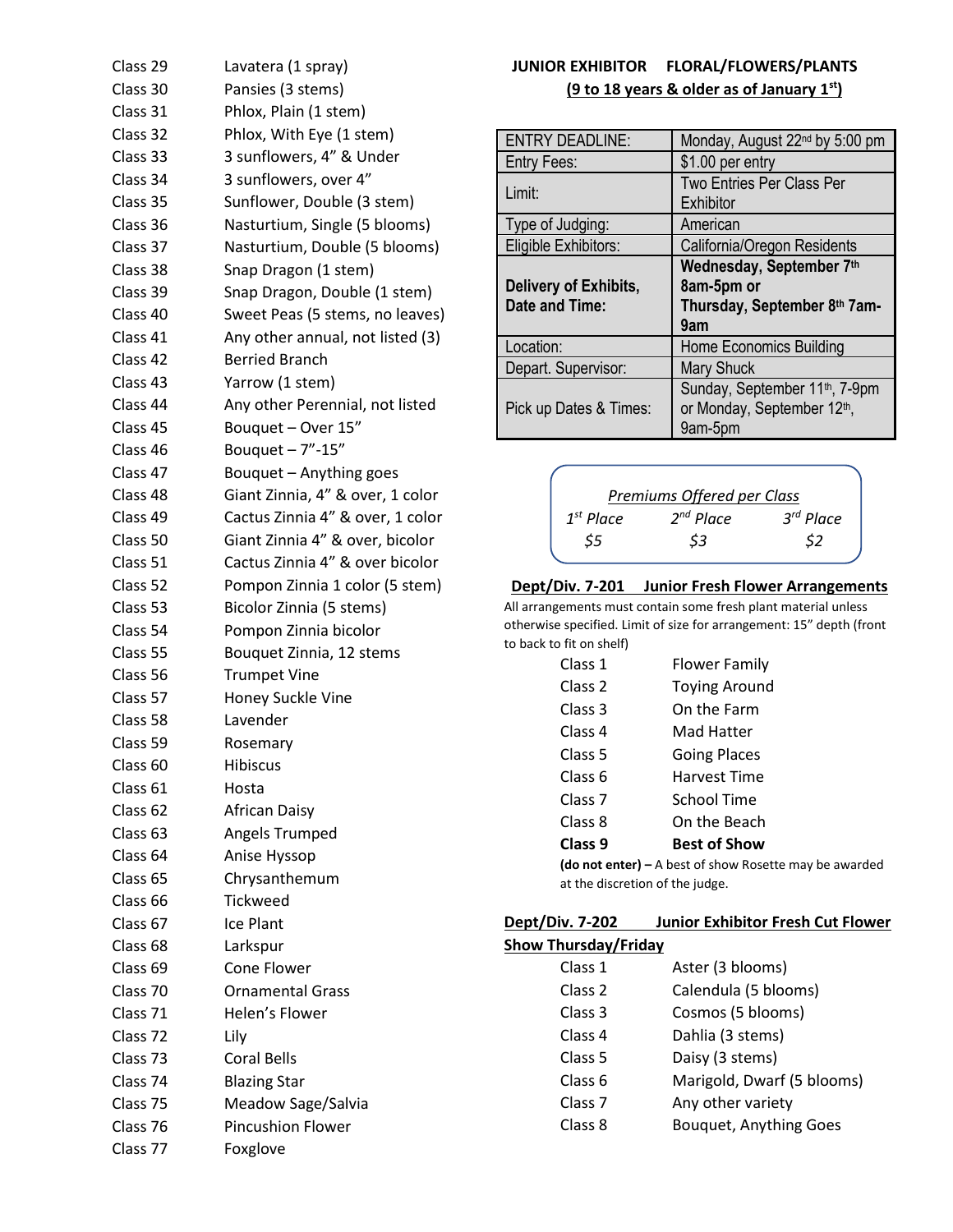| | |
|---|---|
| Class 29 | Lavatera (1 spray) |
| Class 30 | Pansies (3 stems) |
| Class 31 | Phlox, Plain (1 stem) |
| Class 32 | Phlox, With Eye (1 stem) |
| Class 33 | 3 sunflowers, 4" & Under |
| Class 34 | 3 sunflowers, over 4" |
| Class 35 | Sunflower, Double (3 stem) |
| Class 36 | Nasturtium, Single (5 blooms) |
| Class 37 | Nasturtium, Double (5 blooms) |
| Class 38 | Snap Dragon (1 stem) |
| Class 39 | Snap Dragon, Double (1 stem) |
| Class 40 | Sweet Peas (5 stems, no leaves) |
| Class 41 | Any other annual, not listed (3) |
| Class 42 | Berried Branch |
| Class 43 | Yarrow (1 stem) |
| Class 44 | Any other Perennial, not listed |
| Class 45 | Bouquet – Over 15" |
| Class 46 | Bouquet – 7"-15" |
| Class 47 | Bouquet – Anything goes |
| Class 48 | Giant Zinnia, 4" & over, 1 color |
| Class 49 | Cactus Zinnia 4" & over, 1 color |
| Class 50 | Giant Zinnia 4" & over, bicolor |
| Class 51 | Cactus Zinnia 4" & over bicolor |
| Class 52 | Pompon Zinnia 1 color (5 stem) |
| Class 53 | Bicolor Zinnia (5 stems) |
| Class 54 | Pompon Zinnia bicolor |
| Class 55 | Bouquet Zinnia, 12 stems |
| Class 56 | Trumpet Vine |
| Class 57 | Honey Suckle Vine |
| Class 58 | Lavender |
| Class 59 | Rosemary |
| Class 60 | Hibiscus |
| Class 61 | Hosta |
| Class 62 | African Daisy |
| Class 63 | Angels Trumped |
| Class 64 | Anise Hyssop |
| Class 65 | Chrysanthemum |
| Class 66 | Tickweed |
| Class 67 | Ice Plant |
| Class 68 | Larkspur |
| Class 69 | Cone Flower |
| Class 70 | Ornamental Grass |
| Class 71 | Helen's Flower |
| Class 72 | Lily |
| Class 73 | Coral Bells |
| Class 74 | Blazing Star |
| Class 75 | Meadow Sage/Salvia |
| Class 76 | Pincushion Flower |
| Class 77 | Foxglove |

## JUNIOR EXHIBITOR FLORAL/FLOWERS/PLANTS

**(9 to 18 years & older as of January 1st)**

| | |
|---|---|
| ENTRY DEADLINE: | Monday, August 22nd by 5:00 pm |
| Entry Fees: | $1.00 per entry |
| Limit: | Two Entries Per Class Per Exhibitor |
| Type of Judging: | American |
| Eligible Exhibitors: | California/Oregon Residents |
| **Delivery of Exhibits, Date and Time:** | **Wednesday, September 7th 8am-5pm or Thursday, September 8th 7am-9am** |
| Location: | Home Economics Building |
| Depart. Supervisor: | Mary Shuck |
| Pick up Dates & Times: | Sunday, September 11th, 7-9pm or Monday, September 12th, 9am-5pm |

*Premiums Offered per Class*

| *1st Place* | *2nd Place* | *3rd Place* |
|---|---|---|
| *$5* | *$3* | *$2* |

### Dept/Div. 7-201 Junior Fresh Flower Arrangements

All arrangements must contain some fresh plant material unless otherwise specified. Limit of size for arrangement: 15" depth (front to back to fit on shelf)

| | |
|---|---|
| Class 1 | Flower Family |
| Class 2 | Toying Around |
| Class 3 | On the Farm |
| Class 4 | Mad Hatter |
| Class 5 | Going Places |
| Class 6 | Harvest Time |
| Class 7 | School Time |
| Class 8 | On the Beach |
| **Class 9** | **Best of Show** |

**(do not enter)** – A best of show Rosette may be awarded at the discretion of the judge.

### Dept/Div. 7-202 Junior Exhibitor Fresh Cut Flower Show Thursday/Friday

| | |
|---|---|
| Class 1 | Aster (3 blooms) |
| Class 2 | Calendula (5 blooms) |
| Class 3 | Cosmos (5 blooms) |
| Class 4 | Dahlia (3 stems) |
| Class 5 | Daisy (3 stems) |
| Class 6 | Marigold, Dwarf (5 blooms) |
| Class 7 | Any other variety |
| Class 8 | Bouquet, Anything Goes |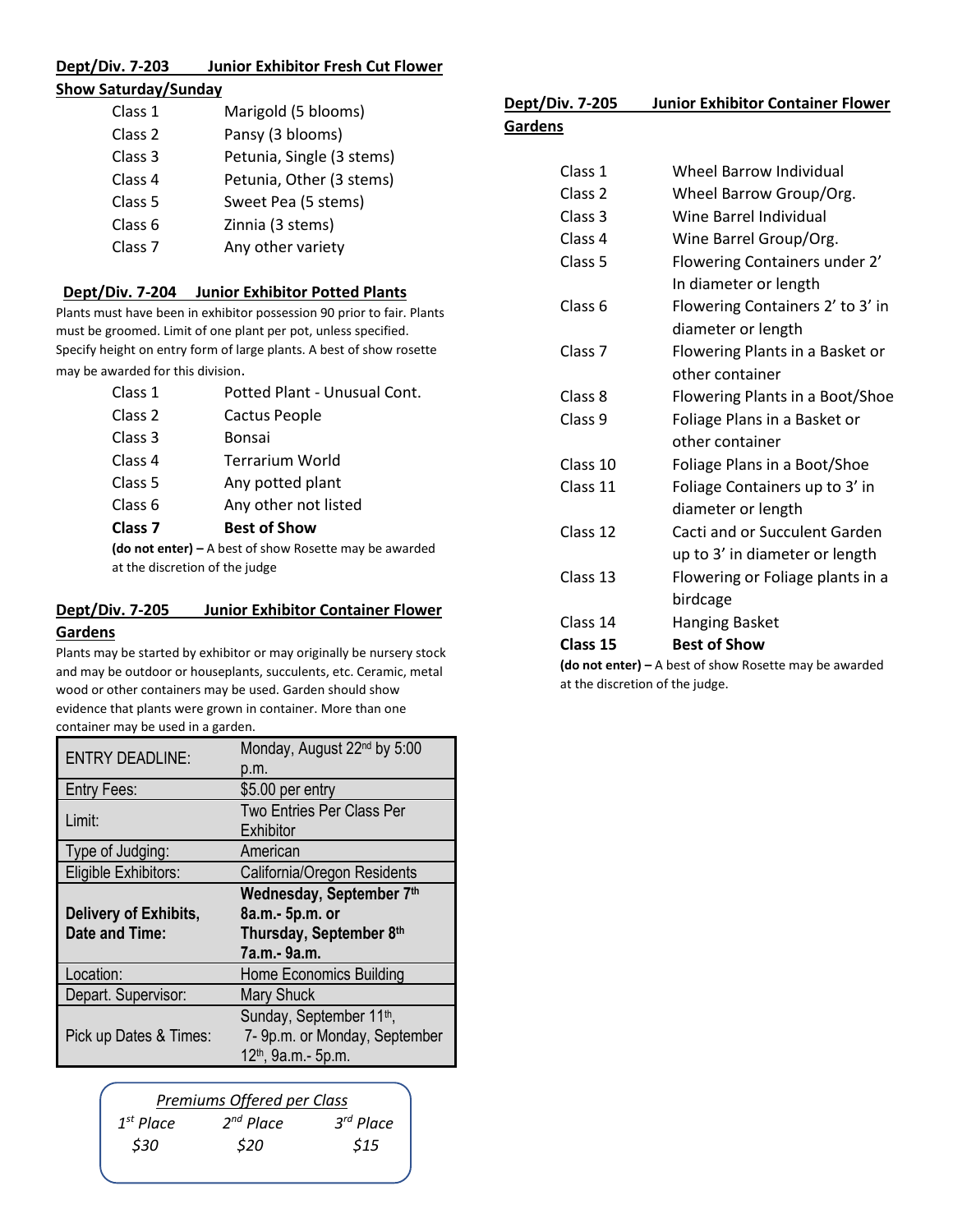## Dept/Div. 7-203 Junior Exhibitor Fresh Cut Flower Show Saturday/Sunday

| | |
|---|---|
| Class 1 | Marigold (5 blooms) |
| Class 2 | Pansy (3 blooms) |
| Class 3 | Petunia, Single (3 stems) |
| Class 4 | Petunia, Other (3 stems) |
| Class 5 | Sweet Pea (5 stems) |
| Class 6 | Zinnia (3 stems) |
| Class 7 | Any other variety |

## Dept/Div. 7-204 Junior Exhibitor Potted Plants

Plants must have been in exhibitor possession 90 prior to fair. Plants must be groomed. Limit of one plant per pot, unless specified. Specify height on entry form of large plants. A best of show rosette may be awarded for this division.

| | |
|---|---|
| Class 1 | Potted Plant - Unusual Cont. |
| Class 2 | Cactus People |
| Class 3 | Bonsai |
| Class 4 | Terrarium World |
| Class 5 | Any potted plant |
| Class 6 | Any other not listed |
| **Class 7** | **Best of Show** |

**(do not enter) –** A best of show Rosette may be awarded at the discretion of the judge

## Dept/Div. 7-205 Junior Exhibitor Container Flower Gardens

Plants may be started by exhibitor or may originally be nursery stock and may be outdoor or houseplants, succulents, etc. Ceramic, metal wood or other containers may be used. Garden should show evidence that plants were grown in container. More than one container may be used in a garden.

| | |
|---|---|
| ENTRY DEADLINE: | Monday, August 22nd by 5:00 p.m. |
| Entry Fees: | $5.00 per entry |
| Limit: | Two Entries Per Class Per Exhibitor |
| Type of Judging: | American |
| Eligible Exhibitors: | California/Oregon Residents |
| **Delivery of Exhibits, Date and Time:** | **Wednesday, September 7th 8a.m.- 5p.m. or Thursday, September 8th 7a.m.- 9a.m.** |
| Location: | Home Economics Building |
| Depart. Supervisor: | Mary Shuck |
| Pick up Dates & Times: | Sunday, September 11th, 7- 9p.m. or Monday, September 12th, 9a.m.- 5p.m. |

*Premiums Offered per Class*

| *1st Place* | *2nd Place* | *3rd Place* |
|---|---|---|
| *$30* | *$20* | *$15* |

## Dept/Div. 7-205 Junior Exhibitor Container Flower Gardens

| | |
|---|---|
| Class 1 | Wheel Barrow Individual |
| Class 2 | Wheel Barrow Group/Org. |
| Class 3 | Wine Barrel Individual |
| Class 4 | Wine Barrel Group/Org. |
| Class 5 | Flowering Containers under 2' In diameter or length |
| Class 6 | Flowering Containers 2' to 3' in diameter or length |
| Class 7 | Flowering Plants in a Basket or other container |
| Class 8 | Flowering Plants in a Boot/Shoe |
| Class 9 | Foliage Plans in a Basket or other container |
| Class 10 | Foliage Plans in a Boot/Shoe |
| Class 11 | Foliage Containers up to 3' in diameter or length |
| Class 12 | Cacti and or Succulent Garden up to 3' in diameter or length |
| Class 13 | Flowering or Foliage plants in a birdcage |
| Class 14 | Hanging Basket |
| **Class 15** | **Best of Show** |

**(do not enter) –** A best of show Rosette may be awarded at the discretion of the judge.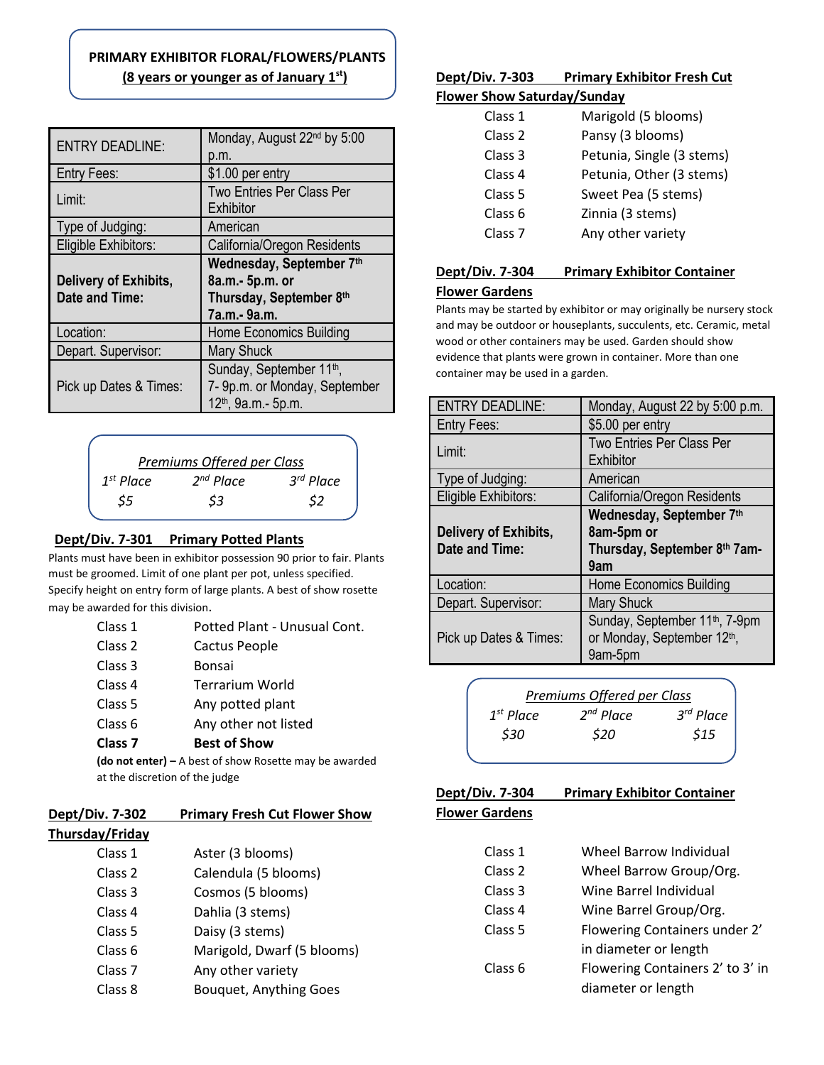## PRIMARY EXHIBITOR FLORAL/FLOWERS/PLANTS
**(8 years or younger as of January 1st)**

| | |
|---|---|
| ENTRY DEADLINE: | Monday, August 22nd by 5:00 p.m. |
| Entry Fees: | $1.00 per entry |
| Limit: | Two Entries Per Class Per Exhibitor |
| Type of Judging: | American |
| Eligible Exhibitors: | California/Oregon Residents |
| **Delivery of Exhibits, Date and Time:** | **Wednesday, September 7th 8a.m.- 5p.m. or Thursday, September 8th 7a.m.- 9a.m.** |
| Location: | Home Economics Building |
| Depart. Supervisor: | Mary Shuck |
| Pick up Dates & Times: | Sunday, September 11th, 7- 9p.m. or Monday, September 12th, 9a.m.- 5p.m. |

*Premiums Offered per Class*

| *1st Place* | *2nd Place* | *3rd Place* |
|---|---|---|
| *$5* | *$3* | *$2* |

### Dept/Div. 7-301 Primary Potted Plants

Plants must have been in exhibitor possession 90 prior to fair. Plants must be groomed. Limit of one plant per pot, unless specified. Specify height on entry form of large plants. A best of show rosette may be awarded for this division.

| | |
|---|---|
| Class 1 | Potted Plant - Unusual Cont. |
| Class 2 | Cactus People |
| Class 3 | Bonsai |
| Class 4 | Terrarium World |
| Class 5 | Any potted plant |
| Class 6 | Any other not listed |
| **Class 7** | **Best of Show** |

**(do not enter) –** A best of show Rosette may be awarded at the discretion of the judge

### Dept/Div. 7-302 Primary Fresh Cut Flower Show Thursday/Friday

| | |
|---|---|
| Class 1 | Aster (3 blooms) |
| Class 2 | Calendula (5 blooms) |
| Class 3 | Cosmos (5 blooms) |
| Class 4 | Dahlia (3 stems) |
| Class 5 | Daisy (3 stems) |
| Class 6 | Marigold, Dwarf (5 blooms) |
| Class 7 | Any other variety |
| Class 8 | Bouquet, Anything Goes |

### Dept/Div. 7-303 Primary Exhibitor Fresh Cut Flower Show Saturday/Sunday

| | |
|---|---|
| Class 1 | Marigold (5 blooms) |
| Class 2 | Pansy (3 blooms) |
| Class 3 | Petunia, Single (3 stems) |
| Class 4 | Petunia, Other (3 stems) |
| Class 5 | Sweet Pea (5 stems) |
| Class 6 | Zinnia (3 stems) |
| Class 7 | Any other variety |

### Dept/Div. 7-304 Primary Exhibitor Container Flower Gardens

Plants may be started by exhibitor or may originally be nursery stock and may be outdoor or houseplants, succulents, etc. Ceramic, metal wood or other containers may be used. Garden should show evidence that plants were grown in container. More than one container may be used in a garden.

| | |
|---|---|
| ENTRY DEADLINE: | Monday, August 22 by 5:00 p.m. |
| Entry Fees: | $5.00 per entry |
| Limit: | Two Entries Per Class Per Exhibitor |
| Type of Judging: | American |
| Eligible Exhibitors: | California/Oregon Residents |
| **Delivery of Exhibits, Date and Time:** | **Wednesday, September 7th 8am-5pm or Thursday, September 8th 7am-9am** |
| Location: | Home Economics Building |
| Depart. Supervisor: | Mary Shuck |
| Pick up Dates & Times: | Sunday, September 11th, 7-9pm or Monday, September 12th, 9am-5pm |

*Premiums Offered per Class*

| *1st Place* | *2nd Place* | *3rd Place* |
|---|---|---|
| *$30* | *$20* | *$15* |

### Dept/Div. 7-304 Primary Exhibitor Container Flower Gardens

| | |
|---|---|
| Class 1 | Wheel Barrow Individual |
| Class 2 | Wheel Barrow Group/Org. |
| Class 3 | Wine Barrel Individual |
| Class 4 | Wine Barrel Group/Org. |
| Class 5 | Flowering Containers under 2' in diameter or length |
| Class 6 | Flowering Containers 2' to 3' in diameter or length |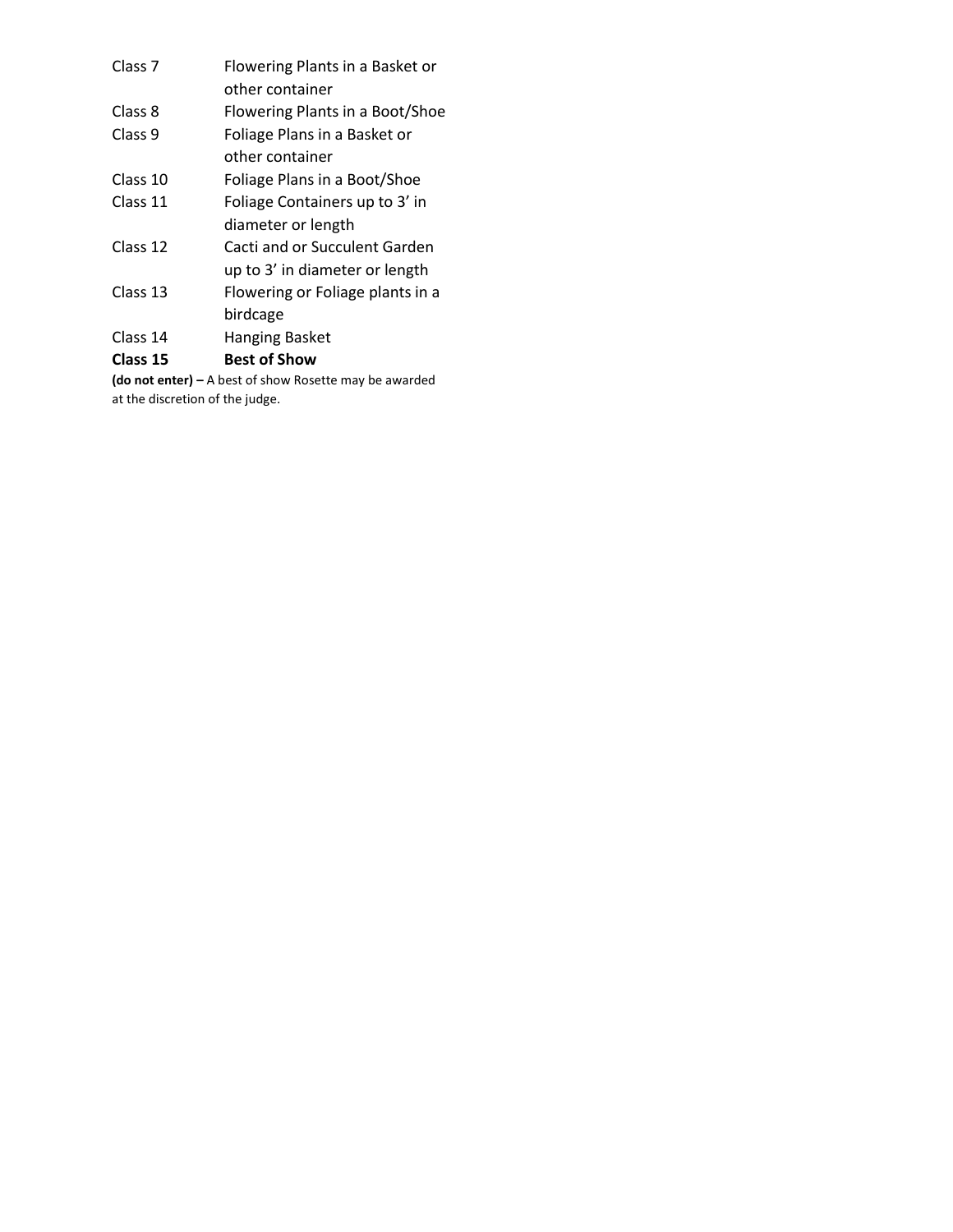| | |
|---|---|
| Class 7 | Flowering Plants in a Basket or other container |
| Class 8 | Flowering Plants in a Boot/Shoe |
| Class 9 | Foliage Plans in a Basket or other container |
| Class 10 | Foliage Plans in a Boot/Shoe |
| Class 11 | Foliage Containers up to 3' in diameter or length |
| Class 12 | Cacti and or Succulent Garden up to 3' in diameter or length |
| Class 13 | Flowering or Foliage plants in a birdcage |
| Class 14 | Hanging Basket |
| **Class 15** | **Best of Show** |

**(do not enter) –** A best of show Rosette may be awarded at the discretion of the judge.